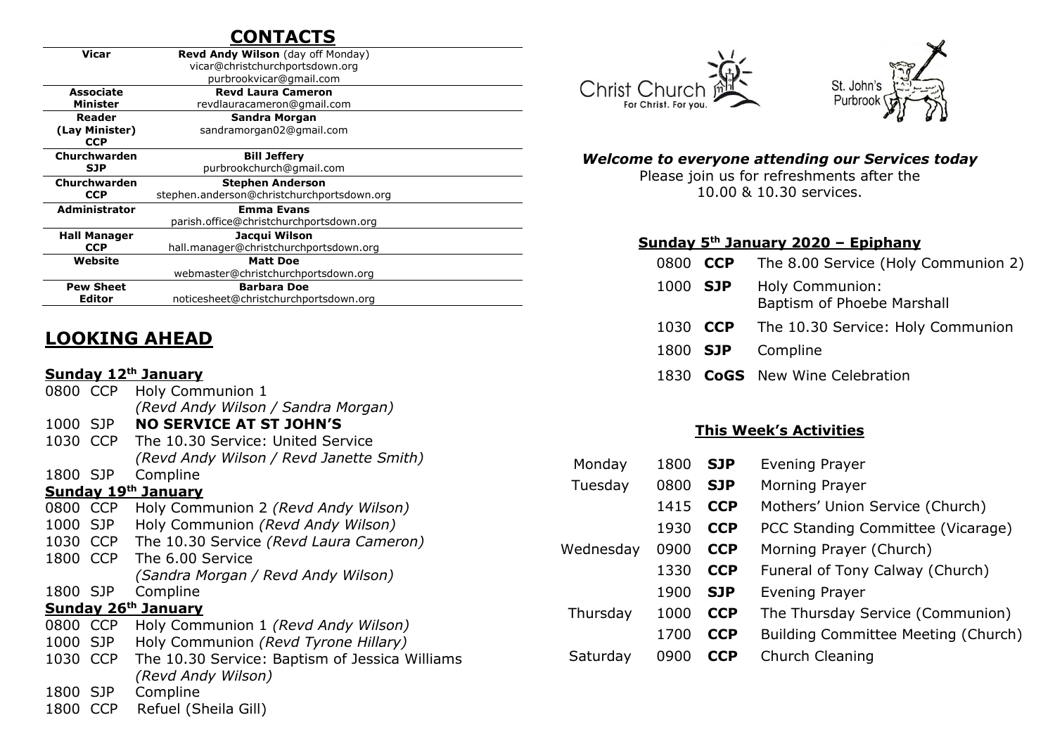# CONTACTS

| Role | Contact |
|---|---|
| **Vicar** | **Revd Andy Wilson** (day off Monday)<br>vicar@christchurchportsdown.org<br>purbrookvicar@gmail.com |
| **Associate Minister** | **Revd Laura Cameron**<br>revdlauracameron@gmail.com |
| **Reader (Lay Minister) CCP** | **Sandra Morgan**<br>sandramorgan02@gmail.com |
| **Churchwarden SJP** | **Bill Jeffery**<br>purbrookchurch@gmail.com |
| **Churchwarden CCP** | **Stephen Anderson**<br>stephen.anderson@christchurchportsdown.org |
| **Administrator** | **Emma Evans**<br>parish.office@christchurchportsdown.org |
| **Hall Manager CCP** | **Jacqui Wilson**<br>hall.manager@christchurchportsdown.org |
| **Website** | **Matt Doe**<br>webmaster@christchurchportsdown.org |
| **Pew Sheet Editor** | **Barbara Doe**<br>noticesheet@christchurchportsdown.org |

## LOOKING AHEAD

### Sunday 12th January

| | | |
|---|---|---|
| 0800 | CCP | Holy Communion 1 *(Revd Andy Wilson / Sandra Morgan)* |
| 1000 | SJP | **NO SERVICE AT ST JOHN'S** |
| 1030 | CCP | The 10.30 Service: United Service *(Revd Andy Wilson / Revd Janette Smith)* |
| 1800 | SJP | Compline |

### Sunday 19th January

| | | |
|---|---|---|
| 0800 | CCP | Holy Communion 2 *(Revd Andy Wilson)* |
| 1000 | SJP | Holy Communion *(Revd Andy Wilson)* |
| 1030 | CCP | The 10.30 Service *(Revd Laura Cameron)* |
| 1800 | CCP | The 6.00 Service *(Sandra Morgan / Revd Andy Wilson)* |
| 1800 | SJP | Compline |

### Sunday 26th January

| | | |
|---|---|---|
| 0800 | CCP | Holy Communion 1 *(Revd Andy Wilson)* |
| 1000 | SJP | Holy Communion *(Revd Tyrone Hillary)* |
| 1030 | CCP | The 10.30 Service: Baptism of Jessica Williams *(Revd Andy Wilson)* |
| 1800 | SJP | Compline |
| 1800 | CCP | Refuel (Sheila Gill) |

Christ Church For Christ. For you.

St. John's Purbrook

***Welcome to everyone attending our Services today***

Please join us for refreshments after the 10.00 & 10.30 services.

### Sunday 5th January 2020 – Epiphany

| | | |
|---|---|---|
| 0800 | **CCP** | The 8.00 Service (Holy Communion 2) |
| 1000 | **SJP** | Holy Communion: Baptism of Phoebe Marshall |
| 1030 | **CCP** | The 10.30 Service: Holy Communion |
| 1800 | **SJP** | Compline |
| 1830 | **CoGS** | New Wine Celebration |

### This Week's Activities

| | | | |
|---|---|---|---|
| Monday | 1800 | **SJP** | Evening Prayer |
| Tuesday | 0800 | **SJP** | Morning Prayer |
| | 1415 | **CCP** | Mothers' Union Service (Church) |
| | 1930 | **CCP** | PCC Standing Committee (Vicarage) |
| Wednesday | 0900 | **CCP** | Morning Prayer (Church) |
| | 1330 | **CCP** | Funeral of Tony Calway (Church) |
| | 1900 | **SJP** | Evening Prayer |
| Thursday | 1000 | **CCP** | The Thursday Service (Communion) |
| | 1700 | **CCP** | Building Committee Meeting (Church) |
| Saturday | 0900 | **CCP** | Church Cleaning |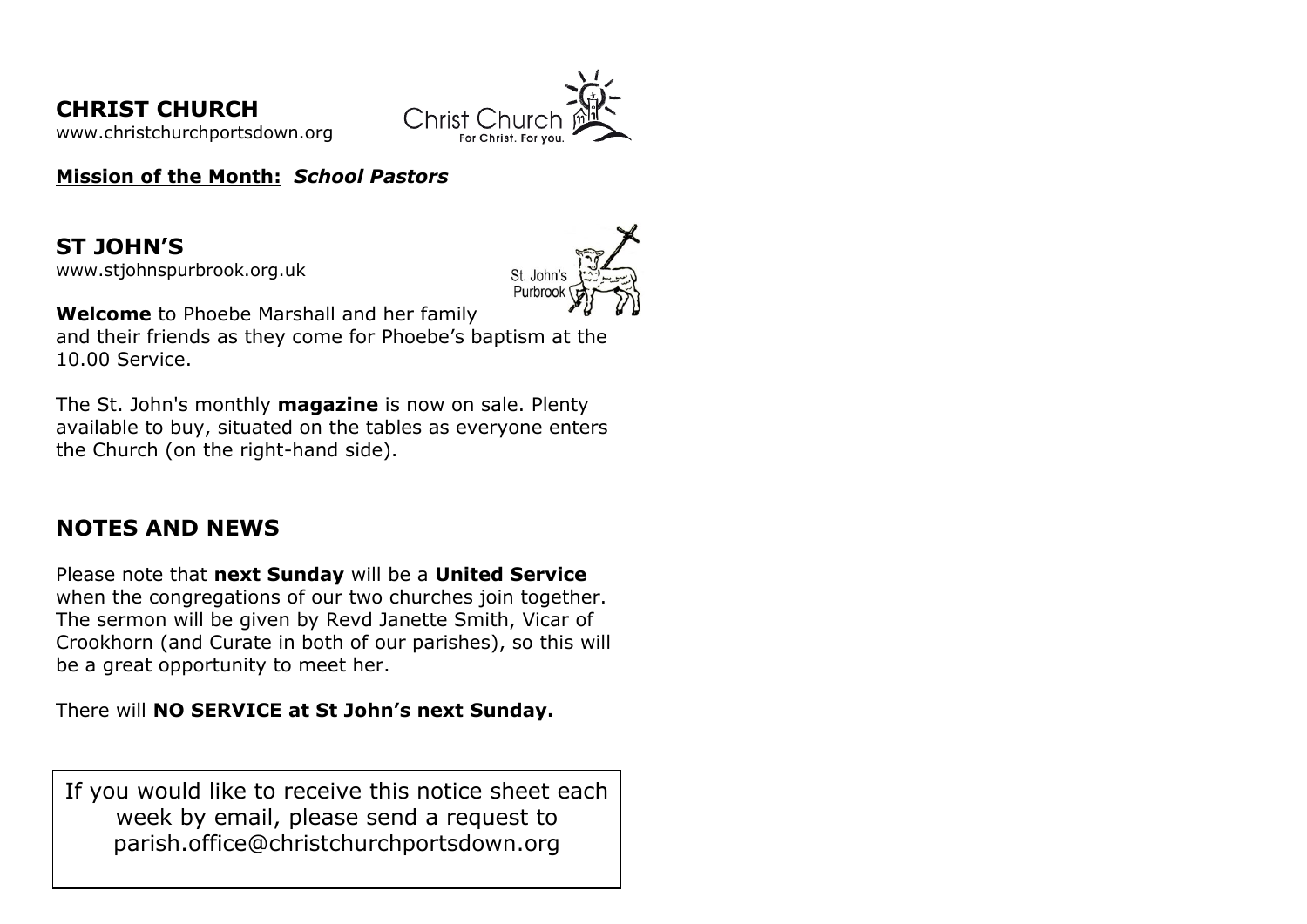## CHRIST CHURCH

www.christchurchportsdown.org

**Mission of the Month:** ***School Pastors***

## ST JOHN'S

www.stjohnspurbrook.org.uk

**Welcome** to Phoebe Marshall and her family and their friends as they come for Phoebe's baptism at the 10.00 Service.

The St. John's monthly **magazine** is now on sale. Plenty available to buy, situated on the tables as everyone enters the Church (on the right-hand side).

## NOTES AND NEWS

Please note that **next Sunday** will be a **United Service** when the congregations of our two churches join together. The sermon will be given by Revd Janette Smith, Vicar of Crookhorn (and Curate in both of our parishes), so this will be a great opportunity to meet her.

There will **NO SERVICE at St John's next Sunday.**

If you would like to receive this notice sheet each week by email, please send a request to parish.office@christchurchportsdown.org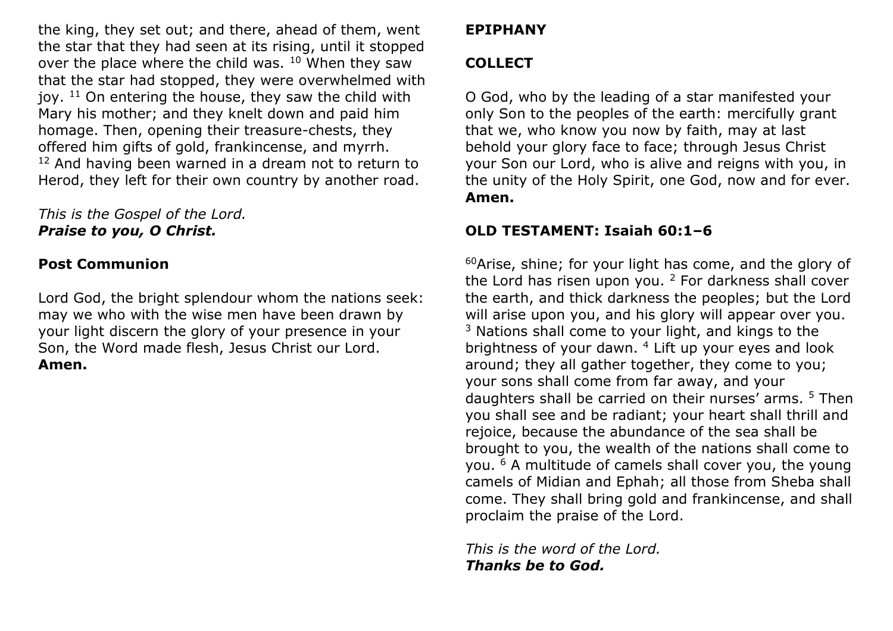the king, they set out; and there, ahead of them, went the star that they had seen at its rising, until it stopped over the place where the child was. [10] When they saw that the star had stopped, they were overwhelmed with joy. [11] On entering the house, they saw the child with Mary his mother; and they knelt down and paid him homage. Then, opening their treasure-chests, they offered him gifts of gold, frankincense, and myrrh. [12] And having been warned in a dream not to return to Herod, they left for their own country by another road.

*This is the Gospel of the Lord.*
***Praise to you, O Christ.***

**Post Communion**

Lord God, the bright splendour whom the nations seek: may we who with the wise men have been drawn by your light discern the glory of your presence in your Son, the Word made flesh, Jesus Christ our Lord.
**Amen.**

**EPIPHANY**

**COLLECT**

O God, who by the leading of a star manifested your only Son to the peoples of the earth: mercifully grant that we, who know you now by faith, may at last behold your glory face to face; through Jesus Christ your Son our Lord, who is alive and reigns with you, in the unity of the Holy Spirit, one God, now and for ever.
**Amen.**

**OLD TESTAMENT: Isaiah 60:1–6**

[60]Arise, shine; for your light has come, and the glory of the Lord has risen upon you. [2] For darkness shall cover the earth, and thick darkness the peoples; but the Lord will arise upon you, and his glory will appear over you. [3] Nations shall come to your light, and kings to the brightness of your dawn. [4] Lift up your eyes and look around; they all gather together, they come to you; your sons shall come from far away, and your daughters shall be carried on their nurses' arms. [5] Then you shall see and be radiant; your heart shall thrill and rejoice, because the abundance of the sea shall be brought to you, the wealth of the nations shall come to you. [6] A multitude of camels shall cover you, the young camels of Midian and Ephah; all those from Sheba shall come. They shall bring gold and frankincense, and shall proclaim the praise of the Lord.

*This is the word of the Lord.*
***Thanks be to God.***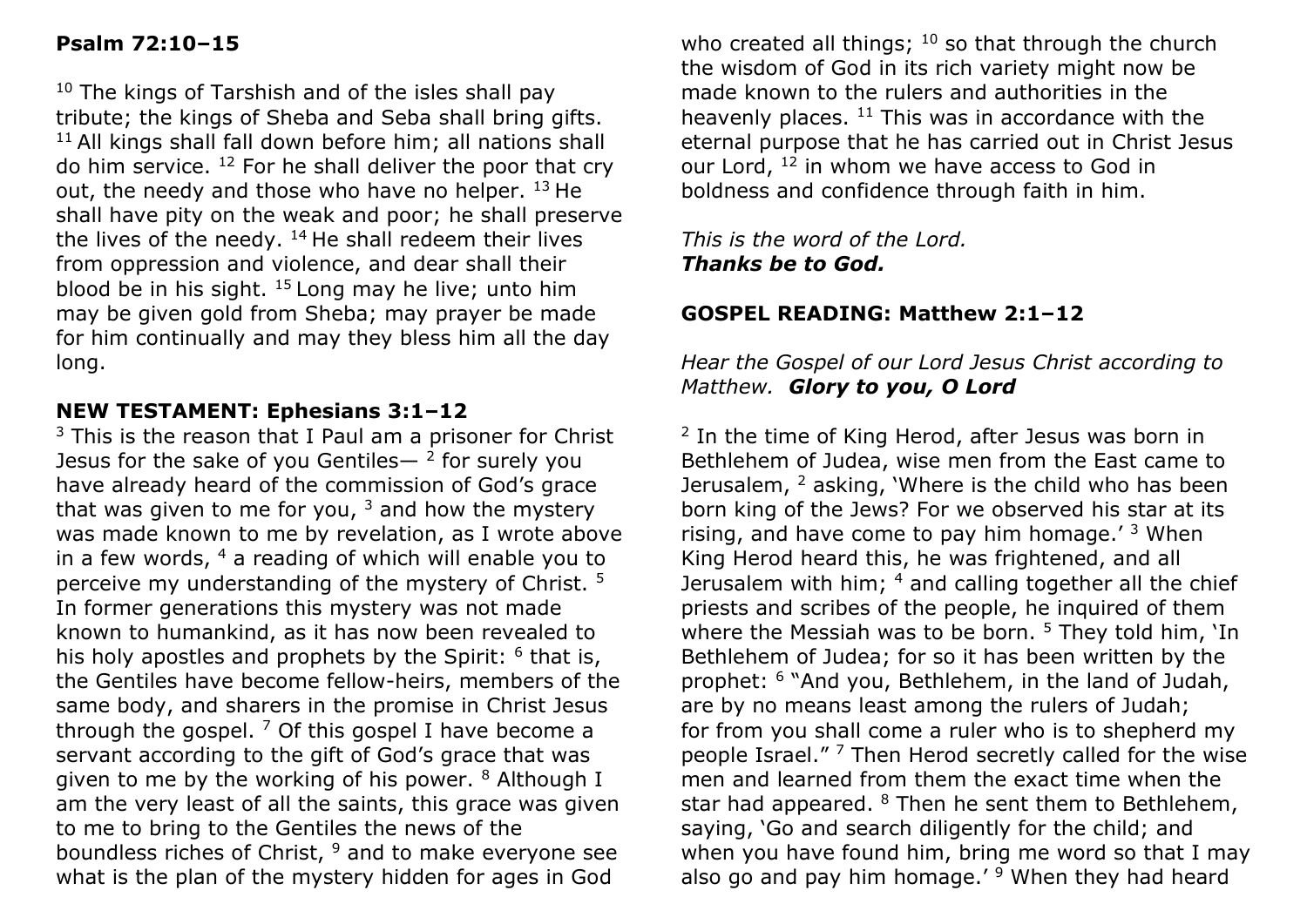**Psalm 72:10–15**

[10] The kings of Tarshish and of the isles shall pay tribute; the kings of Sheba and Seba shall bring gifts. [11] All kings shall fall down before him; all nations shall do him service. [12] For he shall deliver the poor that cry out, the needy and those who have no helper. [13] He shall have pity on the weak and poor; he shall preserve the lives of the needy. [14] He shall redeem their lives from oppression and violence, and dear shall their blood be in his sight. [15] Long may he live; unto him may be given gold from Sheba; may prayer be made for him continually and may they bless him all the day long.

**NEW TESTAMENT: Ephesians 3:1–12**

[3] This is the reason that I Paul am a prisoner for Christ Jesus for the sake of you Gentiles— [2] for surely you have already heard of the commission of God's grace that was given to me for you, [3] and how the mystery was made known to me by revelation, as I wrote above in a few words, [4] a reading of which will enable you to perceive my understanding of the mystery of Christ. [5] In former generations this mystery was not made known to humankind, as it has now been revealed to his holy apostles and prophets by the Spirit: [6] that is, the Gentiles have become fellow-heirs, members of the same body, and sharers in the promise in Christ Jesus through the gospel. [7] Of this gospel I have become a servant according to the gift of God's grace that was given to me by the working of his power. [8] Although I am the very least of all the saints, this grace was given to me to bring to the Gentiles the news of the boundless riches of Christ, [9] and to make everyone see what is the plan of the mystery hidden for ages in God who created all things; [10] so that through the church the wisdom of God in its rich variety might now be made known to the rulers and authorities in the heavenly places. [11] This was in accordance with the eternal purpose that he has carried out in Christ Jesus our Lord, [12] in whom we have access to God in boldness and confidence through faith in him.

*This is the word of the Lord.*
***Thanks be to God.***

**GOSPEL READING: Matthew 2:1–12**

*Hear the Gospel of our Lord Jesus Christ according to Matthew.* ***Glory to you, O Lord***

[2] In the time of King Herod, after Jesus was born in Bethlehem of Judea, wise men from the East came to Jerusalem, [2] asking, 'Where is the child who has been born king of the Jews? For we observed his star at its rising, and have come to pay him homage.' [3] When King Herod heard this, he was frightened, and all Jerusalem with him; [4] and calling together all the chief priests and scribes of the people, he inquired of them where the Messiah was to be born. [5] They told him, 'In Bethlehem of Judea; for so it has been written by the prophet: [6] "And you, Bethlehem, in the land of Judah, are by no means least among the rulers of Judah; for from you shall come a ruler who is to shepherd my people Israel." [7] Then Herod secretly called for the wise men and learned from them the exact time when the star had appeared. [8] Then he sent them to Bethlehem, saying, 'Go and search diligently for the child; and when you have found him, bring me word so that I may also go and pay him homage.' [9] When they had heard